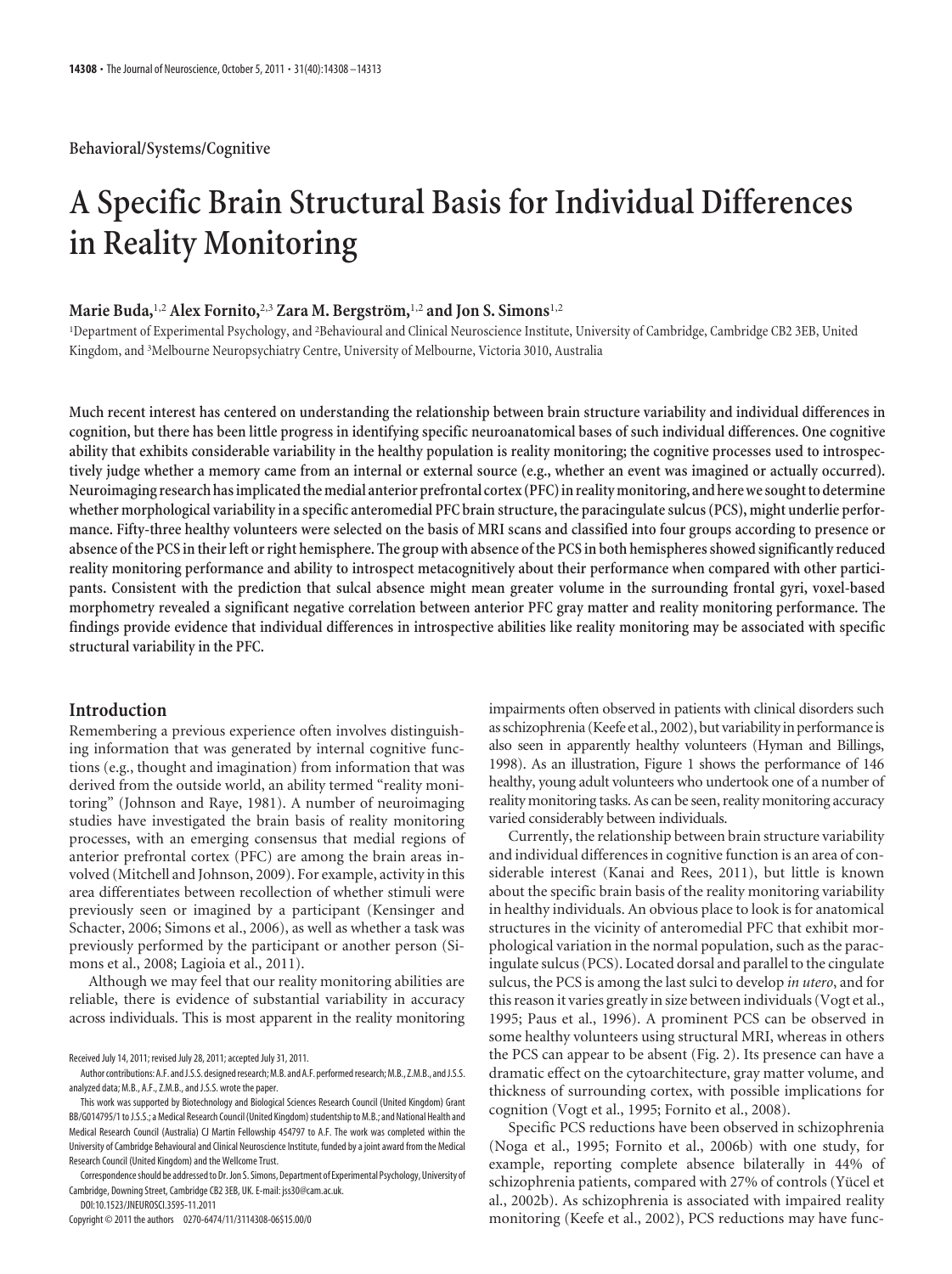Behavioral/Systems/Cognitive

# A Specific Brain Structural Basis for Individual Differences in Reality Monitoring

**Marie Buda,[1,2] Alex Fornito,[2,3] Zara M. Bergström,[1,2] and Jon S. Simons[1,2]**

[1]Department of Experimental Psychology, and [2]Behavioural and Clinical Neuroscience Institute, University of Cambridge, Cambridge CB2 3EB, United Kingdom, and [3]Melbourne Neuropsychiatry Centre, University of Melbourne, Victoria 3010, Australia

**Much recent interest has centered on understanding the relationship between brain structure variability and individual differences in cognition, but there has been little progress in identifying specific neuroanatomical bases of such individual differences. One cognitive ability that exhibits considerable variability in the healthy population is reality monitoring; the cognitive processes used to introspectively judge whether a memory came from an internal or external source (e.g., whether an event was imagined or actually occurred). Neuroimaging research has implicated the medial anterior prefrontal cortex (PFC) in reality monitoring, and here we sought to determine whether morphological variability in a specific anteromedial PFC brain structure, the paracingulate sulcus (PCS), might underlie performance. Fifty-three healthy volunteers were selected on the basis of MRI scans and classified into four groups according to presence or absence of the PCS in their left or right hemisphere. The group with absence of the PCS in both hemispheres showed significantly reduced reality monitoring performance and ability to introspect metacognitively about their performance when compared with other participants. Consistent with the prediction that sulcal absence might mean greater volume in the surrounding frontal gyri, voxel-based morphometry revealed a significant negative correlation between anterior PFC gray matter and reality monitoring performance. The findings provide evidence that individual differences in introspective abilities like reality monitoring may be associated with specific structural variability in the PFC.**

## Introduction

Remembering a previous experience often involves distinguishing information that was generated by internal cognitive functions (e.g., thought and imagination) from information that was derived from the outside world, an ability termed "reality monitoring" (Johnson and Raye, 1981). A number of neuroimaging studies have investigated the brain basis of reality monitoring processes, with an emerging consensus that medial regions of anterior prefrontal cortex (PFC) are among the brain areas involved (Mitchell and Johnson, 2009). For example, activity in this area differentiates between recollection of whether stimuli were previously seen or imagined by a participant (Kensinger and Schacter, 2006; Simons et al., 2006), as well as whether a task was previously performed by the participant or another person (Simons et al., 2008; Lagioia et al., 2011).

Although we may feel that our reality monitoring abilities are reliable, there is evidence of substantial variability in accuracy across individuals. This is most apparent in the reality monitoring impairments often observed in patients with clinical disorders such as schizophrenia (Keefe et al., 2002), but variability in performance is also seen in apparently healthy volunteers (Hyman and Billings, 1998). As an illustration, Figure 1 shows the performance of 146 healthy, young adult volunteers who undertook one of a number of reality monitoring tasks. As can be seen, reality monitoring accuracy varied considerably between individuals.

Currently, the relationship between brain structure variability and individual differences in cognitive function is an area of considerable interest (Kanai and Rees, 2011), but little is known about the specific brain basis of the reality monitoring variability in healthy individuals. An obvious place to look is for anatomical structures in the vicinity of anteromedial PFC that exhibit morphological variation in the normal population, such as the paracingulate sulcus (PCS). Located dorsal and parallel to the cingulate sulcus, the PCS is among the last sulci to develop *in utero*, and for this reason it varies greatly in size between individuals (Vogt et al., 1995; Paus et al., 1996). A prominent PCS can be observed in some healthy volunteers using structural MRI, whereas in others the PCS can appear to be absent (Fig. 2). Its presence can have a dramatic effect on the cytoarchitecture, gray matter volume, and thickness of surrounding cortex, with possible implications for cognition (Vogt et al., 1995; Fornito et al., 2008).

Specific PCS reductions have been observed in schizophrenia (Noga et al., 1995; Fornito et al., 2006b) with one study, for example, reporting complete absence bilaterally in 44% of schizophrenia patients, compared with 27% of controls (Yücel et al., 2002b). As schizophrenia is associated with impaired reality monitoring (Keefe et al., 2002), PCS reductions may have func-

Received July 14, 2011; revised July 28, 2011; accepted July 31, 2011.

Author contributions: A.F. and J.S.S. designed research; M.B. and A.F. performed research; M.B., Z.M.B., and J.S.S. analyzed data; M.B., A.F., Z.M.B., and J.S.S. wrote the paper.

This work was supported by Biotechnology and Biological Sciences Research Council (United Kingdom) Grant BB/G014795/1 to J.S.S.; a Medical Research Council (United Kingdom) studentship to M.B.; and National Health and Medical Research Council (Australia) CJ Martin Fellowship 454797 to A.F. The work was completed within the University of Cambridge Behavioural and Clinical Neuroscience Institute, funded by a joint award from the Medical Research Council (United Kingdom) and the Wellcome Trust.

Correspondence should be addressed to Dr. Jon S. Simons, Department of Experimental Psychology, University of Cambridge, Downing Street, Cambridge CB2 3EB, UK. E-mail: jss30@cam.ac.uk.

DOI:10.1523/JNEUROSCI.3595-11.2011

Copyright © 2011 the authors 0270-6474/11/3114308-06$15.00/0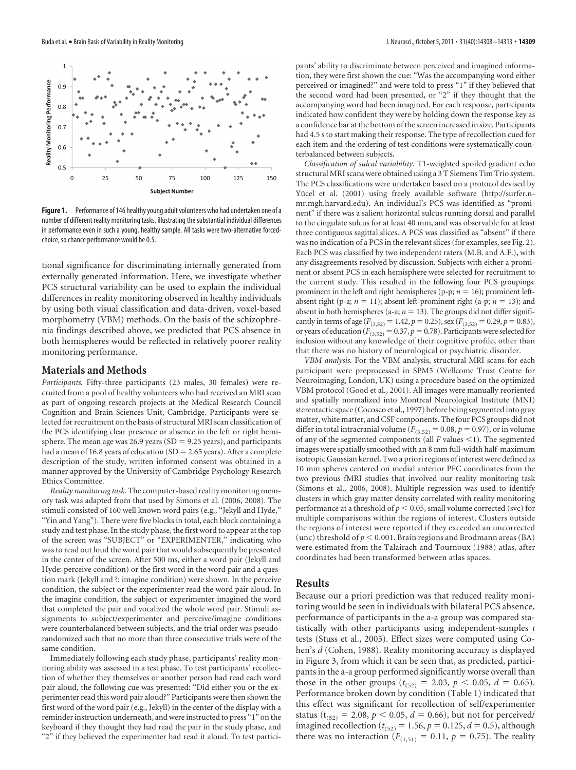Figure 1. Performance of 146 healthy young adult volunteers who had undertaken one of a number of different reality monitoring tasks, illustrating the substantial individual differences in performance even in such a young, healthy sample. All tasks were two-alternative forced-choice, so chance performance would be 0.5.

tional significance for discriminating internally generated from externally generated information. Here, we investigate whether PCS structural variability can be used to explain the individual differences in reality monitoring observed in healthy individuals by using both visual classification and data-driven, voxel-based morphometry (VBM) methods. On the basis of the schizophrenia findings described above, we predicted that PCS absence in both hemispheres would be reflected in relatively poorer reality monitoring performance.

## Materials and Methods

*Participants.* Fifty-three participants (23 males, 30 females) were recruited from a pool of healthy volunteers who had received an MRI scan as part of ongoing research projects at the Medical Research Council Cognition and Brain Sciences Unit, Cambridge. Participants were selected for recruitment on the basis of structural MRI scan classification of the PCS identifying clear presence or absence in the left or right hemisphere. The mean age was 26.9 years (SD = 9.25 years), and participants had a mean of 16.8 years of education (SD = 2.65 years). After a complete description of the study, written informed consent was obtained in a manner approved by the University of Cambridge Psychology Research Ethics Committee.

*Reality monitoring task.* The computer-based reality monitoring memory task was adapted from that used by Simons et al. (2006, 2008). The stimuli consisted of 160 well known word pairs (e.g., "Jekyll and Hyde," "Yin and Yang"). There were five blocks in total, each block containing a study and test phase. In the study phase, the first word to appear at the top of the screen was "SUBJECT" or "EXPERIMENTER," indicating who was to read out loud the word pair that would subsequently be presented in the center of the screen. After 500 ms, either a word pair (Jekyll and Hyde: perceive condition) or the first word in the word pair and a question mark (Jekyll and ?: imagine condition) were shown. In the perceive condition, the subject or the experimenter read the word pair aloud. In the imagine condition, the subject or experimenter imagined the word that completed the pair and vocalized the whole word pair. Stimuli assignments to subject/experimenter and perceive/imagine conditions were counterbalanced between subjects, and the trial order was pseudorandomized such that no more than three consecutive trials were of the same condition.

Immediately following each study phase, participants' reality monitoring ability was assessed in a test phase. To test participants' recollection of whether they themselves or another person had read each word pair aloud, the following cue was presented: "Did either you or the experimenter read this word pair aloud?" Participants were then shown the first word of the word pair (e.g., Jekyll) in the center of the display with a reminder instruction underneath, and were instructed to press "1" on the keyboard if they thought they had read the pair in the study phase, and "2" if they believed the experimenter had read it aloud. To test participants' ability to discriminate between perceived and imagined information, they were first shown the cue: "Was the accompanying word either perceived or imagined?" and were told to press "1" if they believed that the second word had been presented, or "2" if they thought that the accompanying word had been imagined. For each response, participants indicated how confident they were by holding down the response key as a confidence bar at the bottom of the screen increased in size. Participants had 4.5 s to start making their response. The type of recollection cued for each item and the ordering of test conditions were systematically counterbalanced between subjects.

*Classification of sulcal variability.* T1-weighted spoiled gradient echo structural MRI scans were obtained using a 3 T Siemens Tim Trio system. The PCS classifications were undertaken based on a protocol devised by Yücel et al. (2001) using freely available software (http://surfer.nmr.mgh.harvard.edu). An individual's PCS was identified as "prominent" if there was a salient horizontal sulcus running dorsal and parallel to the cingulate sulcus for at least 40 mm, and was observable for at least three contiguous sagittal slices. A PCS was classified as "absent" if there was no indication of a PCS in the relevant slices (for examples, see Fig. 2). Each PCS was classified by two independent raters (M.B. and A.F.), with any disagreements resolved by discussion. Subjects with either a prominent or absent PCS in each hemisphere were selected for recruitment to the current study. This resulted in the following four PCS groupings: prominent in the left and right hemispheres (p-p; $n = 16$); prominent left-absent right (p-a; $n = 11$); absent left-prominent right (a-p; $n = 13$); and absent in both hemispheres (a-a; $n = 13$). The groups did not differ significantly in terms of age ($F_{(3,52)} = 1.42$, $p = 0.25$), sex ($F_{(3,52)} = 0.29$, $p = 0.83$), or years of education ($F_{(3,52)} = 0.37$, $p = 0.78$). Participants were selected for inclusion without any knowledge of their cognitive profile, other than that there was no history of neurological or psychiatric disorder.

*VBM analysis.* For the VBM analysis, structural MRI scans for each participant were preprocessed in SPM5 (Wellcome Trust Centre for Neuroimaging, London, UK) using a procedure based on the optimized VBM protocol (Good et al., 2001). All images were manually reoriented and spatially normalized into Montreal Neurological Institute (MNI) stereotactic space (Cocosco et al., 1997) before being segmented into gray matter, white matter, and CSF components. The four PCS groups did not differ in total intracranial volume ($F_{(3,52)} = 0.08$, $p = 0.97$), or in volume of any of the segmented components (all $F$ values $<1$). The segmented images were spatially smoothed with an 8 mm full-width half-maximum isotropic Gaussian kernel. Two a priori regions of interest were defined as 10 mm spheres centered on medial anterior PFC coordinates from the two previous fMRI studies that involved our reality monitoring task (Simons et al., 2006, 2008). Multiple regression was used to identify clusters in which gray matter density correlated with reality monitoring performance at a threshold of $p < 0.05$, small volume corrected (svc) for multiple comparisons within the regions of interest. Clusters outside the regions of interest were reported if they exceeded an uncorrected (unc) threshold of $p < 0.001$. Brain regions and Brodmann areas (BA) were estimated from the Talairach and Tournoux (1988) atlas, after coordinates had been transformed between atlas spaces.

## Results

Because our a priori prediction was that reduced reality monitoring would be seen in individuals with bilateral PCS absence, performance of participants in the a-a group was compared statistically with other participants using independent-samples $t$ tests (Stuss et al., 2005). Effect sizes were computed using Cohen's $d$ (Cohen, 1988). Reality monitoring accuracy is displayed in Figure 3, from which it can be seen that, as predicted, participants in the a-a group performed significantly worse overall than those in the other groups ($t_{(52)} = 2.03$, $p < 0.05$, $d = 0.65$). Performance broken down by condition (Table 1) indicated that this effect was significant for recollection of self/experimenter status ($t_{(52)} = 2.08$, $p < 0.05$, $d = 0.66$), but not for perceived/imagined recollection ($t_{(52)} = 1.56$, $p = 0.125$, $d = 0.5$), although there was no interaction ($F_{(1,51)} = 0.11$, $p = 0.75$). The reality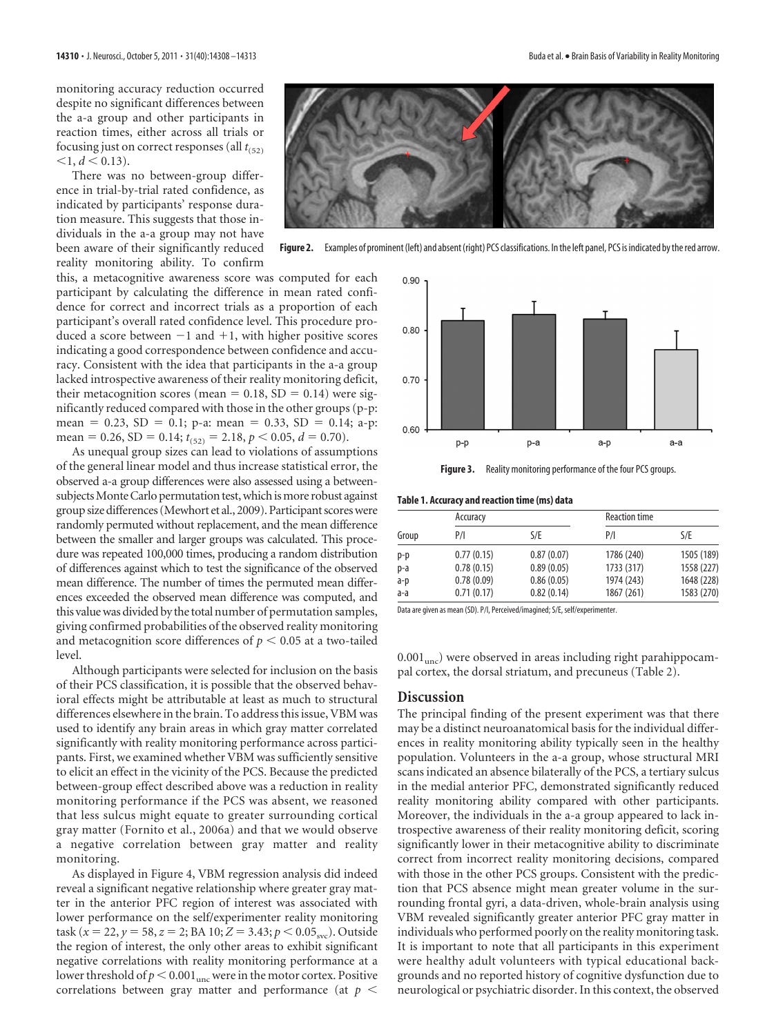monitoring accuracy reduction occurred despite no significant differences between the a-a group and other participants in reaction times, either across all trials or focusing just on correct responses (all $t_{(52)} < 1, d < 0.13$).

There was no between-group difference in trial-by-trial rated confidence, as indicated by participants' response duration measure. This suggests that those individuals in the a-a group may not have been aware of their significantly reduced reality monitoring ability. To confirm this, a metacognitive awareness score was computed for each participant by calculating the difference in mean rated confidence for correct and incorrect trials as a proportion of each participant's overall rated confidence level. This procedure produced a score between −1 and +1, with higher positive scores indicating a good correspondence between confidence and accuracy. Consistent with the idea that participants in the a-a group lacked introspective awareness of their reality monitoring deficit, their metacognition scores (mean = 0.18, SD = 0.14) were significantly reduced compared with those in the other groups (p-p: mean = 0.23, SD = 0.1; p-a: mean = 0.33, SD = 0.14; a-p: mean = 0.26, SD = 0.14; $t_{(52)} = 2.18, p < 0.05, d = 0.70$).

As unequal group sizes can lead to violations of assumptions of the general linear model and thus increase statistical error, the observed a-a group differences were also assessed using a between-subjects Monte Carlo permutation test, which is more robust against group size differences (Mewhort et al., 2009). Participant scores were randomly permuted without replacement, and the mean difference between the smaller and larger groups was calculated. This procedure was repeated 100,000 times, producing a random distribution of differences against which to test the significance of the observed mean difference. The number of times the permuted mean differences exceeded the observed mean difference was computed, and this value was divided by the total number of permutation samples, giving confirmed probabilities of the observed reality monitoring and metacognition score differences of $p < 0.05$ at a two-tailed level.

Although participants were selected for inclusion on the basis of their PCS classification, it is possible that the observed behavioral effects might be attributable at least as much to structural differences elsewhere in the brain. To address this issue, VBM was used to identify any brain areas in which gray matter correlated significantly with reality monitoring performance across participants. First, we examined whether VBM was sufficiently sensitive to elicit an effect in the vicinity of the PCS. Because the predicted between-group effect described above was a reduction in reality monitoring performance if the PCS was absent, we reasoned that less sulcus might equate to greater surrounding cortical gray matter (Fornito et al., 2006a) and that we would observe a negative correlation between gray matter and reality monitoring.

As displayed in Figure 4, VBM regression analysis did indeed reveal a significant negative relationship where greater gray matter in the anterior PFC region of interest was associated with lower performance on the self/experimenter reality monitoring task ($x = 22, y = 58, z = 2$; BA 10; $Z = 3.43; p < 0.05_{svc}$). Outside the region of interest, the only other areas to exhibit significant negative correlations with reality monitoring performance at a lower threshold of $p < 0.001_{unc}$ were in the motor cortex. Positive correlations between gray matter and performance (at $p < 0.001_{unc}$) were observed in areas including right parahippocampal cortex, the dorsal striatum, and precuneus (Table 2).

**Figure 2.** Examples of prominent (left) and absent (right) PCS classifications. In the left panel, PCS is indicated by the red arrow.

**Figure 3.** Reality monitoring performance of the four PCS groups.

**Table 1. Accuracy and reaction time (ms) data**

| | Accuracy | | Reaction time | |
|---|---|---|---|---|
| Group | P/I | S/E | P/I | S/E |
| p-p | 0.77 (0.15) | 0.87 (0.07) | 1786 (240) | 1505 (189) |
| p-a | 0.78 (0.15) | 0.89 (0.05) | 1733 (317) | 1558 (227) |
| a-p | 0.78 (0.09) | 0.86 (0.05) | 1974 (243) | 1648 (228) |
| a-a | 0.71 (0.17) | 0.82 (0.14) | 1867 (261) | 1583 (270) |

Data are given as mean (SD). P/I, Perceived/imagined; S/E, self/experimenter.

## Discussion

The principal finding of the present experiment was that there may be a distinct neuroanatomical basis for the individual differences in reality monitoring ability typically seen in the healthy population. Volunteers in the a-a group, whose structural MRI scans indicated an absence bilaterally of the PCS, a tertiary sulcus in the medial anterior PFC, demonstrated significantly reduced reality monitoring ability compared with other participants. Moreover, the individuals in the a-a group appeared to lack introspective awareness of their reality monitoring deficit, scoring significantly lower in their metacognitive ability to discriminate correct from incorrect reality monitoring decisions, compared with those in the other PCS groups. Consistent with the prediction that PCS absence might mean greater volume in the surrounding frontal gyri, a data-driven, whole-brain analysis using VBM revealed significantly greater anterior PFC gray matter in individuals who performed poorly on the reality monitoring task. It is important to note that all participants in this experiment were healthy adult volunteers with typical educational backgrounds and no reported history of cognitive dysfunction due to neurological or psychiatric disorder. In this context, the observed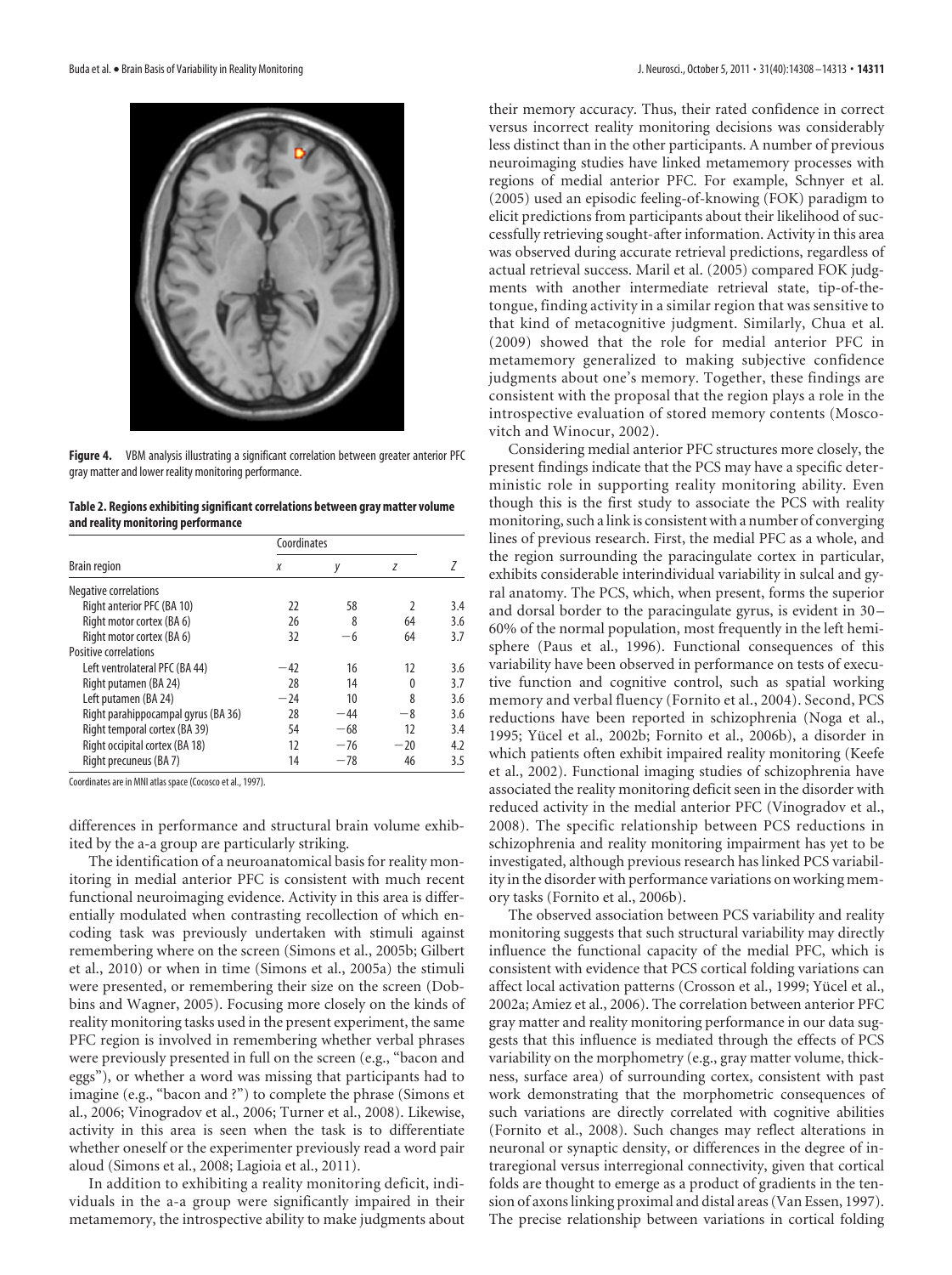**Figure 4.** VBM analysis illustrating a significant correlation between greater anterior PFC gray matter and lower reality monitoring performance.

**Table 2. Regions exhibiting significant correlations between gray matter volume and reality monitoring performance**

| Brain region | Coordinates | | | Z |
|---|---|---|---|---|
| | x | y | z | |
| Negative correlations | | | | |
| Right anterior PFC (BA 10) | 22 | 58 | 2 | 3.4 |
| Right motor cortex (BA 6) | 26 | 8 | 64 | 3.6 |
| Right motor cortex (BA 6) | 32 | −6 | 64 | 3.7 |
| Positive correlations | | | | |
| Left ventrolateral PFC (BA 44) | −42 | 16 | 12 | 3.6 |
| Right putamen (BA 24) | 28 | 14 | 0 | 3.7 |
| Left putamen (BA 24) | −24 | 10 | 8 | 3.6 |
| Right parahippocampal gyrus (BA 36) | 28 | −44 | −8 | 3.6 |
| Right temporal cortex (BA 39) | 54 | −68 | 12 | 3.4 |
| Right occipital cortex (BA 18) | 12 | −76 | −20 | 4.2 |
| Right precuneus (BA 7) | 14 | −78 | 46 | 3.5 |

Coordinates are in MNI atlas space (Cocosco et al., 1997).

differences in performance and structural brain volume exhibited by the a-a group are particularly striking.

The identification of a neuroanatomical basis for reality monitoring in medial anterior PFC is consistent with much recent functional neuroimaging evidence. Activity in this area is differentially modulated when contrasting recollection of which encoding task was previously undertaken with stimuli against remembering where on the screen (Simons et al., 2005b; Gilbert et al., 2010) or when in time (Simons et al., 2005a) the stimuli were presented, or remembering their size on the screen (Dobbins and Wagner, 2005). Focusing more closely on the kinds of reality monitoring tasks used in the present experiment, the same PFC region is involved in remembering whether verbal phrases were previously presented in full on the screen (e.g., "bacon and eggs"), or whether a word was missing that participants had to imagine (e.g., "bacon and ?") to complete the phrase (Simons et al., 2006; Vinogradov et al., 2006; Turner et al., 2008). Likewise, activity in this area is seen when the task is to differentiate whether oneself or the experimenter previously read a word pair aloud (Simons et al., 2008; Lagioia et al., 2011).

In addition to exhibiting a reality monitoring deficit, individuals in the a-a group were significantly impaired in their metamemory, the introspective ability to make judgments about their memory accuracy. Thus, their rated confidence in correct versus incorrect reality monitoring decisions was considerably less distinct than in the other participants. A number of previous neuroimaging studies have linked metamemory processes with regions of medial anterior PFC. For example, Schnyer et al. (2005) used an episodic feeling-of-knowing (FOK) paradigm to elicit predictions from participants about their likelihood of successfully retrieving sought-after information. Activity in this area was observed during accurate retrieval predictions, regardless of actual retrieval success. Maril et al. (2005) compared FOK judgments with another intermediate retrieval state, tip-of-the-tongue, finding activity in a similar region that was sensitive to that kind of metacognitive judgment. Similarly, Chua et al. (2009) showed that the role for medial anterior PFC in metamemory generalized to making subjective confidence judgments about one's memory. Together, these findings are consistent with the proposal that the region plays a role in the introspective evaluation of stored memory contents (Moscovitch and Winocur, 2002).

Considering medial anterior PFC structures more closely, the present findings indicate that the PCS may have a specific deterministic role in supporting reality monitoring ability. Even though this is the first study to associate the PCS with reality monitoring, such a link is consistent with a number of converging lines of previous research. First, the medial PFC as a whole, and the region surrounding the paracingulate cortex in particular, exhibits considerable interindividual variability in sulcal and gyral anatomy. The PCS, which, when present, forms the superior and dorsal border to the paracingulate gyrus, is evident in 30–60% of the normal population, most frequently in the left hemisphere (Paus et al., 1996). Functional consequences of this variability have been observed in performance on tests of executive function and cognitive control, such as spatial working memory and verbal fluency (Fornito et al., 2004). Second, PCS reductions have been reported in schizophrenia (Noga et al., 1995; Yücel et al., 2002b; Fornito et al., 2006b), a disorder in which patients often exhibit impaired reality monitoring (Keefe et al., 2002). Functional imaging studies of schizophrenia have associated the reality monitoring deficit seen in the disorder with reduced activity in the medial anterior PFC (Vinogradov et al., 2008). The specific relationship between PCS reductions in schizophrenia and reality monitoring impairment has yet to be investigated, although previous research has linked PCS variability in the disorder with performance variations on working memory tasks (Fornito et al., 2006b).

The observed association between PCS variability and reality monitoring suggests that such structural variability may directly influence the functional capacity of the medial PFC, which is consistent with evidence that PCS cortical folding variations can affect local activation patterns (Crosson et al., 1999; Yücel et al., 2002a; Amiez et al., 2006). The correlation between anterior PFC gray matter and reality monitoring performance in our data suggests that this influence is mediated through the effects of PCS variability on the morphometry (e.g., gray matter volume, thickness, surface area) of surrounding cortex, consistent with past work demonstrating that the morphometric consequences of such variations are directly correlated with cognitive abilities (Fornito et al., 2008). Such changes may reflect alterations in neuronal or synaptic density, or differences in the degree of intraregional versus interregional connectivity, given that cortical folds are thought to emerge as a product of gradients in the tension of axons linking proximal and distal areas (Van Essen, 1997). The precise relationship between variations in cortical folding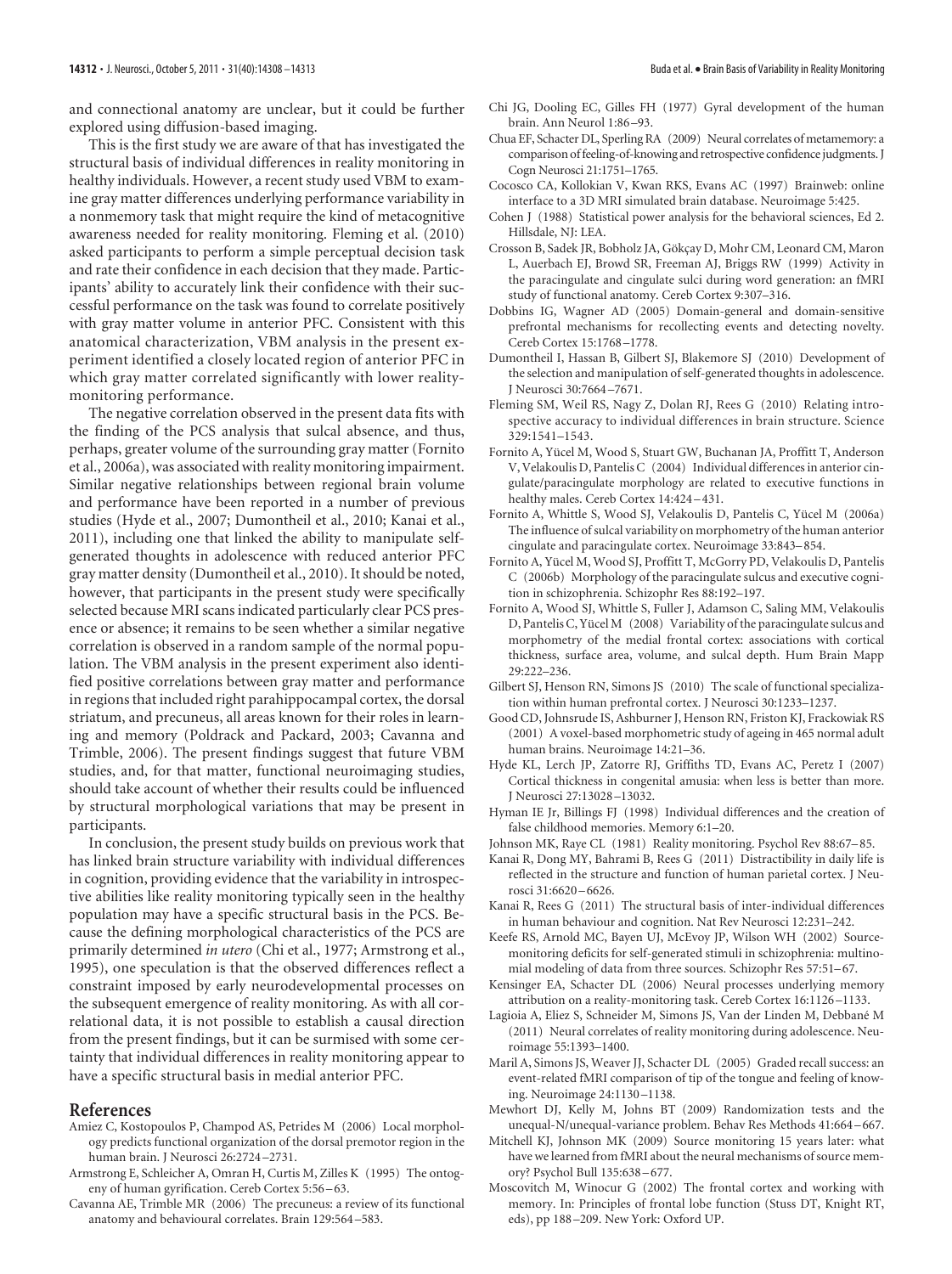and connectional anatomy are unclear, but it could be further explored using diffusion-based imaging.

This is the first study we are aware of that has investigated the structural basis of individual differences in reality monitoring in healthy individuals. However, a recent study used VBM to examine gray matter differences underlying performance variability in a nonmemory task that might require the kind of metacognitive awareness needed for reality monitoring. Fleming et al. (2010) asked participants to perform a simple perceptual decision task and rate their confidence in each decision that they made. Participants' ability to accurately link their confidence with their successful performance on the task was found to correlate positively with gray matter volume in anterior PFC. Consistent with this anatomical characterization, VBM analysis in the present experiment identified a closely located region of anterior PFC in which gray matter correlated significantly with lower reality-monitoring performance.

The negative correlation observed in the present data fits with the finding of the PCS analysis that sulcal absence, and thus, perhaps, greater volume of the surrounding gray matter (Fornito et al., 2006a), was associated with reality monitoring impairment. Similar negative relationships between regional brain volume and performance have been reported in a number of previous studies (Hyde et al., 2007; Dumontheil et al., 2010; Kanai et al., 2011), including one that linked the ability to manipulate self-generated thoughts in adolescence with reduced anterior PFC gray matter density (Dumontheil et al., 2010). It should be noted, however, that participants in the present study were specifically selected because MRI scans indicated particularly clear PCS presence or absence; it remains to be seen whether a similar negative correlation is observed in a random sample of the normal population. The VBM analysis in the present experiment also identified positive correlations between gray matter and performance in regions that included right parahippocampal cortex, the dorsal striatum, and precuneus, all areas known for their roles in learning and memory (Poldrack and Packard, 2003; Cavanna and Trimble, 2006). The present findings suggest that future VBM studies, and, for that matter, functional neuroimaging studies, should take account of whether their results could be influenced by structural morphological variations that may be present in participants.

In conclusion, the present study builds on previous work that has linked brain structure variability with individual differences in cognition, providing evidence that the variability in introspective abilities like reality monitoring typically seen in the healthy population may have a specific structural basis in the PCS. Because the defining morphological characteristics of the PCS are primarily determined *in utero* (Chi et al., 1977; Armstrong et al., 1995), one speculation is that the observed differences reflect a constraint imposed by early neurodevelopmental processes on the subsequent emergence of reality monitoring. As with all correlational data, it is not possible to establish a causal direction from the present findings, but it can be surmised with some certainty that individual differences in reality monitoring appear to have a specific structural basis in medial anterior PFC.

## References

Amiez C, Kostopoulos P, Champod AS, Petrides M (2006) Local morphology predicts functional organization of the dorsal premotor region in the human brain. J Neurosci 26:2724–2731.

Armstrong E, Schleicher A, Omran H, Curtis M, Zilles K (1995) The ontogeny of human gyrification. Cereb Cortex 5:56–63.

Cavanna AE, Trimble MR (2006) The precuneus: a review of its functional anatomy and behavioural correlates. Brain 129:564–583.

Chi JG, Dooling EC, Gilles FH (1977) Gyral development of the human brain. Ann Neurol 1:86–93.

Chua EF, Schacter DL, Sperling RA (2009) Neural correlates of metamemory: a comparison of feeling-of-knowing and retrospective confidence judgments. J Cogn Neurosci 21:1751–1765.

Cocosco CA, Kollokian V, Kwan RKS, Evans AC (1997) Brainweb: online interface to a 3D MRI simulated brain database. Neuroimage 5:425.

Cohen J (1988) Statistical power analysis for the behavioral sciences, Ed 2. Hillsdale, NJ: LEA.

Crosson B, Sadek JR, Bobholz JA, Gökçay D, Mohr CM, Leonard CM, Maron L, Auerbach EJ, Browd SR, Freeman AJ, Briggs RW (1999) Activity in the paracingulate and cingulate sulci during word generation: an fMRI study of functional anatomy. Cereb Cortex 9:307–316.

Dobbins IG, Wagner AD (2005) Domain-general and domain-sensitive prefrontal mechanisms for recollecting events and detecting novelty. Cereb Cortex 15:1768–1778.

Dumontheil I, Hassan B, Gilbert SJ, Blakemore SJ (2010) Development of the selection and manipulation of self-generated thoughts in adolescence. J Neurosci 30:7664–7671.

Fleming SM, Weil RS, Nagy Z, Dolan RJ, Rees G (2010) Relating introspective accuracy to individual differences in brain structure. Science 329:1541–1543.

Fornito A, Yücel M, Wood S, Stuart GW, Buchanan JA, Proffitt T, Anderson V, Velakoulis D, Pantelis C (2004) Individual differences in anterior cingulate/paracingulate morphology are related to executive functions in healthy males. Cereb Cortex 14:424–431.

Fornito A, Whittle S, Wood SJ, Velakoulis D, Pantelis C, Yücel M (2006a) The influence of sulcal variability on morphometry of the human anterior cingulate and paracingulate cortex. Neuroimage 33:843–854.

Fornito A, Yücel M, Wood SJ, Proffitt T, McGorry PD, Velakoulis D, Pantelis C (2006b) Morphology of the paracingulate sulcus and executive cognition in schizophrenia. Schizophr Res 88:192–197.

Fornito A, Wood SJ, Whittle S, Fuller J, Adamson C, Saling MM, Velakoulis D, Pantelis C, Yücel M (2008) Variability of the paracingulate sulcus and morphometry of the medial frontal cortex: associations with cortical thickness, surface area, volume, and sulcal depth. Hum Brain Mapp 29:222–236.

Gilbert SJ, Henson RN, Simons JS (2010) The scale of functional specialization within human prefrontal cortex. J Neurosci 30:1233–1237.

Good CD, Johnsrude IS, Ashburner J, Henson RN, Friston KJ, Frackowiak RS (2001) A voxel-based morphometric study of ageing in 465 normal adult human brains. Neuroimage 14:21–36.

Hyde KL, Lerch JP, Zatorre RJ, Griffiths TD, Evans AC, Peretz I (2007) Cortical thickness in congenital amusia: when less is better than more. J Neurosci 27:13028–13032.

Hyman IE Jr, Billings FJ (1998) Individual differences and the creation of false childhood memories. Memory 6:1–20.

Johnson MK, Raye CL (1981) Reality monitoring. Psychol Rev 88:67–85.

Kanai R, Dong MY, Bahrami B, Rees G (2011) Distractibility in daily life is reflected in the structure and function of human parietal cortex. J Neurosci 31:6620–6626.

Kanai R, Rees G (2011) The structural basis of inter-individual differences in human behaviour and cognition. Nat Rev Neurosci 12:231–242.

Keefe RS, Arnold MC, Bayen UJ, McEvoy JP, Wilson WH (2002) Source-monitoring deficits for self-generated stimuli in schizophrenia: multinomial modeling of data from three sources. Schizophr Res 57:51–67.

Kensinger EA, Schacter DL (2006) Neural processes underlying memory attribution on a reality-monitoring task. Cereb Cortex 16:1126–1133.

Lagioia A, Eliez S, Schneider M, Simons JS, Van der Linden M, Debbané M (2011) Neural correlates of reality monitoring during adolescence. Neuroimage 55:1393–1400.

Maril A, Simons JS, Weaver JJ, Schacter DL (2005) Graded recall success: an event-related fMRI comparison of tip of the tongue and feeling of knowing. Neuroimage 24:1130–1138.

Mewhort DJ, Kelly M, Johns BT (2009) Randomization tests and the unequal-N/unequal-variance problem. Behav Res Methods 41:664–667.

Mitchell KJ, Johnson MK (2009) Source monitoring 15 years later: what have we learned from fMRI about the neural mechanisms of source memory? Psychol Bull 135:638–677.

Moscovitch M, Winocur G (2002) The frontal cortex and working with memory. In: Principles of frontal lobe function (Stuss DT, Knight RT, eds), pp 188–209. New York: Oxford UP.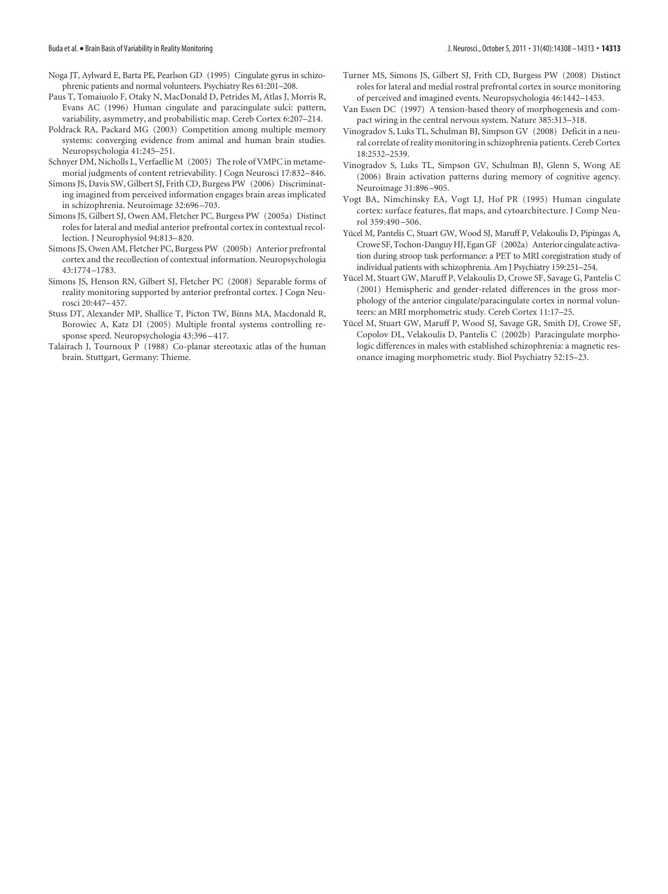Noga JT, Aylward E, Barta PE, Pearlson GD (1995) Cingulate gyrus in schizophrenic patients and normal volunteers. Psychiatry Res 61:201–208.

Paus T, Tomaiuolo F, Otaky N, MacDonald D, Petrides M, Atlas J, Morris R, Evans AC (1996) Human cingulate and paracingulate sulci: pattern, variability, asymmetry, and probabilistic map. Cereb Cortex 6:207–214.

Poldrack RA, Packard MG (2003) Competition among multiple memory systems: converging evidence from animal and human brain studies. Neuropsychologia 41:245–251.

Schnyer DM, Nicholls L, Verfaellie M (2005) The role of VMPC in metamemorial judgments of content retrievability. J Cogn Neurosci 17:832–846.

Simons JS, Davis SW, Gilbert SJ, Frith CD, Burgess PW (2006) Discriminating imagined from perceived information engages brain areas implicated in schizophrenia. Neuroimage 32:696–703.

Simons JS, Gilbert SJ, Owen AM, Fletcher PC, Burgess PW (2005a) Distinct roles for lateral and medial anterior prefrontal cortex in contextual recollection. J Neurophysiol 94:813–820.

Simons JS, Owen AM, Fletcher PC, Burgess PW (2005b) Anterior prefrontal cortex and the recollection of contextual information. Neuropsychologia 43:1774–1783.

Simons JS, Henson RN, Gilbert SJ, Fletcher PC (2008) Separable forms of reality monitoring supported by anterior prefrontal cortex. J Cogn Neurosci 20:447–457.

Stuss DT, Alexander MP, Shallice T, Picton TW, Binns MA, Macdonald R, Borowiec A, Katz DI (2005) Multiple frontal systems controlling response speed. Neuropsychologia 43:396–417.

Talairach J, Tournoux P (1988) Co-planar stereotaxic atlas of the human brain. Stuttgart, Germany: Thieme.

Turner MS, Simons JS, Gilbert SJ, Frith CD, Burgess PW (2008) Distinct roles for lateral and medial rostral prefrontal cortex in source monitoring of perceived and imagined events. Neuropsychologia 46:1442–1453.

Van Essen DC (1997) A tension-based theory of morphogenesis and compact wiring in the central nervous system. Nature 385:313–318.

Vinogradov S, Luks TL, Schulman BJ, Simpson GV (2008) Deficit in a neural correlate of reality monitoring in schizophrenia patients. Cereb Cortex 18:2532–2539.

Vinogradov S, Luks TL, Simpson GV, Schulman BJ, Glenn S, Wong AE (2006) Brain activation patterns during memory of cognitive agency. Neuroimage 31:896–905.

Vogt BA, Nimchinsky EA, Vogt LJ, Hof PR (1995) Human cingulate cortex: surface features, flat maps, and cytoarchitecture. J Comp Neurol 359:490–506.

Yücel M, Pantelis C, Stuart GW, Wood SJ, Maruff P, Velakoulis D, Pipingas A, Crowe SF, Tochon-Danguy HJ, Egan GF (2002a) Anterior cingulate activation during stroop task performance: a PET to MRI coregistration study of individual patients with schizophrenia. Am J Psychiatry 159:251–254.

Yücel M, Stuart GW, Maruff P, Velakoulis D, Crowe SF, Savage G, Pantelis C (2001) Hemispheric and gender-related differences in the gross morphology of the anterior cingulate/paracingulate cortex in normal volunteers: an MRI morphometric study. Cereb Cortex 11:17–25.

Yücel M, Stuart GW, Maruff P, Wood SJ, Savage GR, Smith DJ, Crowe SF, Copolov DL, Velakoulis D, Pantelis C (2002b) Paracingulate morphologic differences in males with established schizophrenia: a magnetic resonance imaging morphometric study. Biol Psychiatry 52:15–23.